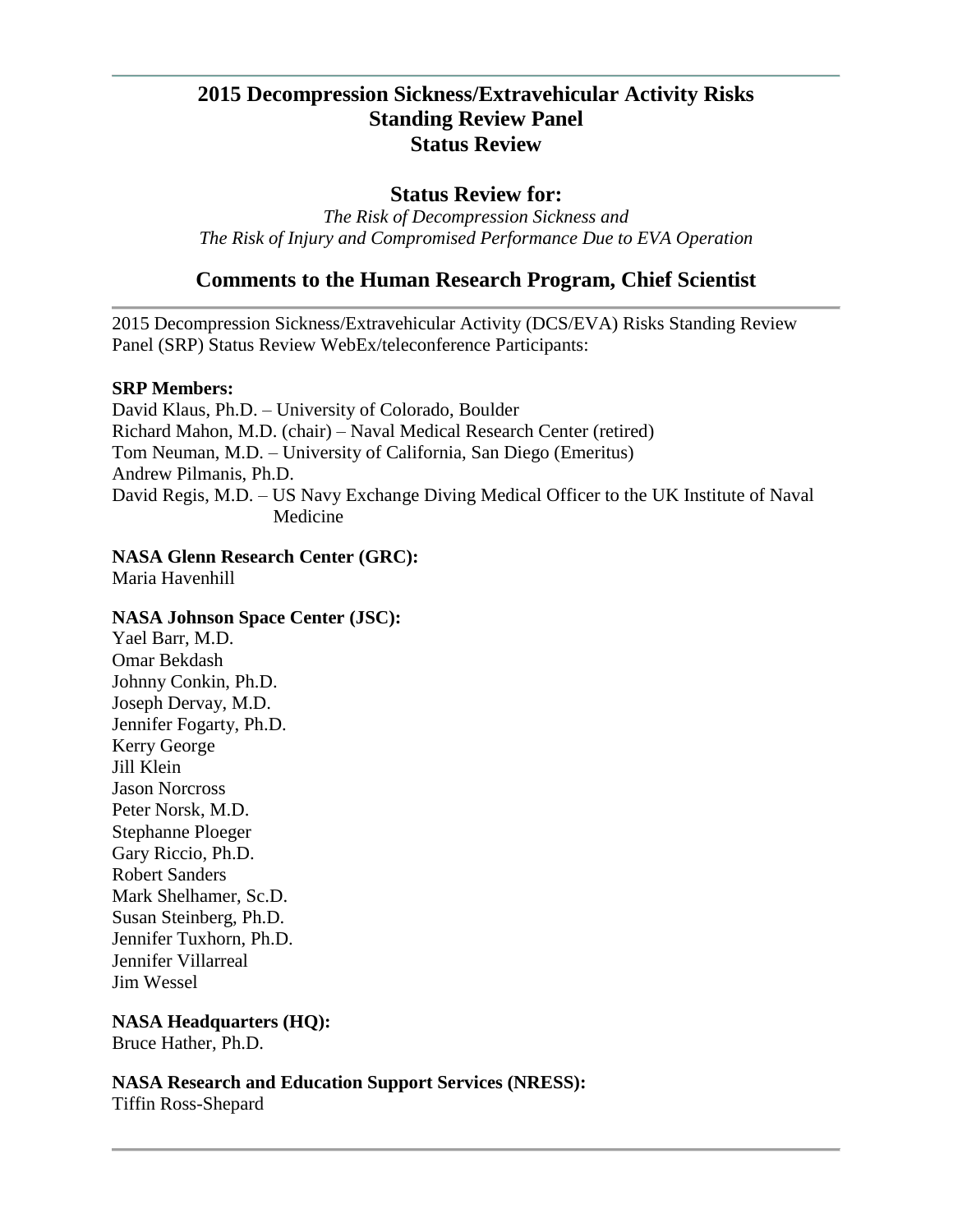# 2015 Decompression Sickness/Extravehicular Activity Risks Standing Review Panel Status Review

## Status Review for:

*The Risk of Decompression Sickness and*
*The Risk of Injury and Compromised Performance Due to EVA Operation*

## Comments to the Human Research Program, Chief Scientist

2015 Decompression Sickness/Extravehicular Activity (DCS/EVA) Risks Standing Review Panel (SRP) Status Review WebEx/teleconference Participants:

**SRP Members:**
David Klaus, Ph.D. – University of Colorado, Boulder
Richard Mahon, M.D. (chair) – Naval Medical Research Center (retired)
Tom Neuman, M.D. – University of California, San Diego (Emeritus)
Andrew Pilmanis, Ph.D.
David Regis, M.D. – US Navy Exchange Diving Medical Officer to the UK Institute of Naval Medicine

**NASA Glenn Research Center (GRC):**
Maria Havenhill

**NASA Johnson Space Center (JSC):**
Yael Barr, M.D.
Omar Bekdash
Johnny Conkin, Ph.D.
Joseph Dervay, M.D.
Jennifer Fogarty, Ph.D.
Kerry George
Jill Klein
Jason Norcross
Peter Norsk, M.D.
Stephanne Ploeger
Gary Riccio, Ph.D.
Robert Sanders
Mark Shelhamer, Sc.D.
Susan Steinberg, Ph.D.
Jennifer Tuxhorn, Ph.D.
Jennifer Villarreal
Jim Wessel

**NASA Headquarters (HQ):**
Bruce Hather, Ph.D.

**NASA Research and Education Support Services (NRESS):**
Tiffin Ross-Shepard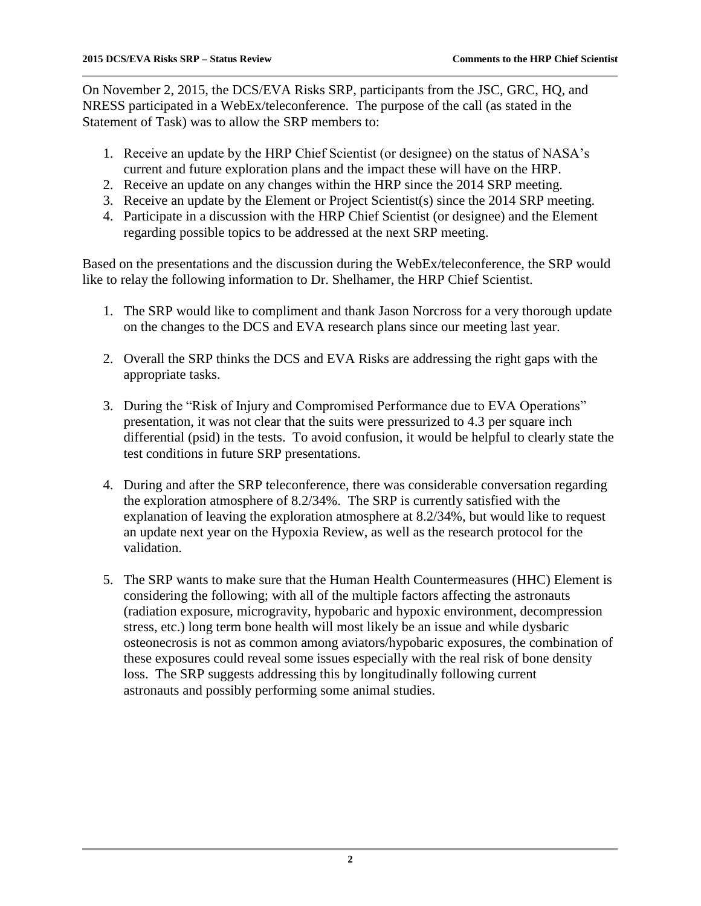On November 2, 2015, the DCS/EVA Risks SRP, participants from the JSC, GRC, HQ, and NRESS participated in a WebEx/teleconference. The purpose of the call (as stated in the Statement of Task) was to allow the SRP members to:

1. Receive an update by the HRP Chief Scientist (or designee) on the status of NASA's current and future exploration plans and the impact these will have on the HRP.
2. Receive an update on any changes within the HRP since the 2014 SRP meeting.
3. Receive an update by the Element or Project Scientist(s) since the 2014 SRP meeting.
4. Participate in a discussion with the HRP Chief Scientist (or designee) and the Element regarding possible topics to be addressed at the next SRP meeting.

Based on the presentations and the discussion during the WebEx/teleconference, the SRP would like to relay the following information to Dr. Shelhamer, the HRP Chief Scientist.

1. The SRP would like to compliment and thank Jason Norcross for a very thorough update on the changes to the DCS and EVA research plans since our meeting last year.

2. Overall the SRP thinks the DCS and EVA Risks are addressing the right gaps with the appropriate tasks.

3. During the "Risk of Injury and Compromised Performance due to EVA Operations" presentation, it was not clear that the suits were pressurized to 4.3 per square inch differential (psid) in the tests. To avoid confusion, it would be helpful to clearly state the test conditions in future SRP presentations.

4. During and after the SRP teleconference, there was considerable conversation regarding the exploration atmosphere of 8.2/34%. The SRP is currently satisfied with the explanation of leaving the exploration atmosphere at 8.2/34%, but would like to request an update next year on the Hypoxia Review, as well as the research protocol for the validation.

5. The SRP wants to make sure that the Human Health Countermeasures (HHC) Element is considering the following; with all of the multiple factors affecting the astronauts (radiation exposure, microgravity, hypobaric and hypoxic environment, decompression stress, etc.) long term bone health will most likely be an issue and while dysbaric osteonecrosis is not as common among aviators/hypobaric exposures, the combination of these exposures could reveal some issues especially with the real risk of bone density loss. The SRP suggests addressing this by longitudinally following current astronauts and possibly performing some animal studies.